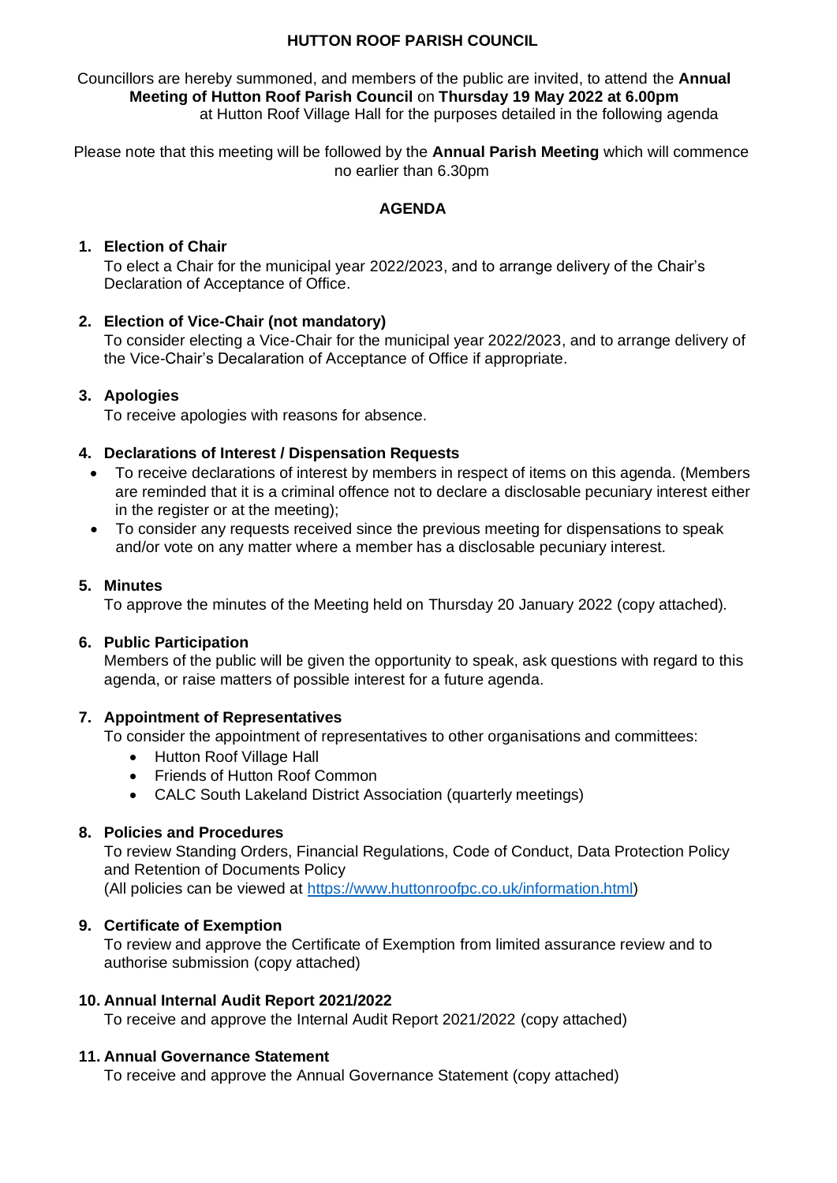# HUTTON ROOF PARISH COUNCIL

Councillors are hereby summoned, and members of the public are invited, to attend the **Annual Meeting of Hutton Roof Parish Council** on **Thursday 19 May 2022 at 6.00pm** at Hutton Roof Village Hall for the purposes detailed in the following agenda

Please note that this meeting will be followed by the **Annual Parish Meeting** which will commence no earlier than 6.30pm

## AGENDA

1. **Election of Chair**
   To elect a Chair for the municipal year 2022/2023, and to arrange delivery of the Chair's Declaration of Acceptance of Office.

2. **Election of Vice-Chair (not mandatory)**
   To consider electing a Vice-Chair for the municipal year 2022/2023, and to arrange delivery of the Vice-Chair's Decalaration of Acceptance of Office if appropriate.

3. **Apologies**
   To receive apologies with reasons for absence.

4. **Declarations of Interest / Dispensation Requests**
   - To receive declarations of interest by members in respect of items on this agenda. (Members are reminded that it is a criminal offence not to declare a disclosable pecuniary interest either in the register or at the meeting);
   - To consider any requests received since the previous meeting for dispensations to speak and/or vote on any matter where a member has a disclosable pecuniary interest.

5. **Minutes**
   To approve the minutes of the Meeting held on Thursday 20 January 2022 (copy attached).

6. **Public Participation**
   Members of the public will be given the opportunity to speak, ask questions with regard to this agenda, or raise matters of possible interest for a future agenda.

7. **Appointment of Representatives**
   To consider the appointment of representatives to other organisations and committees:
   - Hutton Roof Village Hall
   - Friends of Hutton Roof Common
   - CALC South Lakeland District Association (quarterly meetings)

8. **Policies and Procedures**
   To review Standing Orders, Financial Regulations, Code of Conduct, Data Protection Policy and Retention of Documents Policy
   (All policies can be viewed at https://www.huttonroofpc.co.uk/information.html)

9. **Certificate of Exemption**
   To review and approve the Certificate of Exemption from limited assurance review and to authorise submission (copy attached)

10. **Annual Internal Audit Report 2021/2022**
    To receive and approve the Internal Audit Report 2021/2022 (copy attached)

11. **Annual Governance Statement**
    To receive and approve the Annual Governance Statement (copy attached)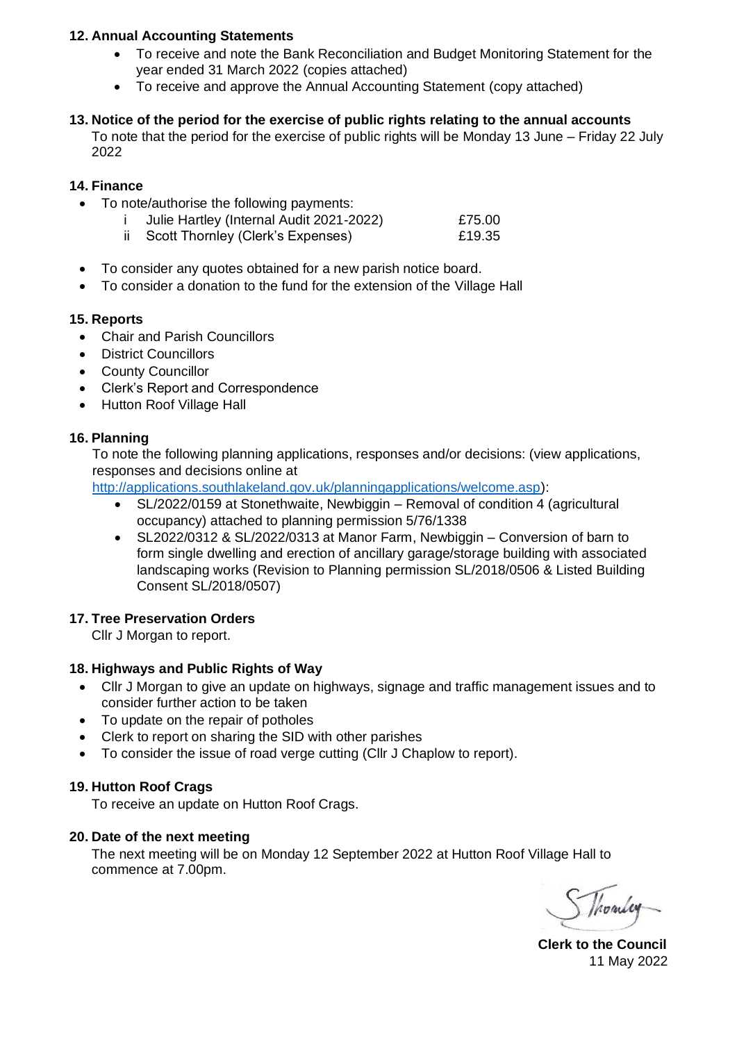## 12. Annual Accounting Statements

- To receive and note the Bank Reconciliation and Budget Monitoring Statement for the year ended 31 March 2022 (copies attached)
- To receive and approve the Annual Accounting Statement (copy attached)

## 13. Notice of the period for the exercise of public rights relating to the annual accounts

To note that the period for the exercise of public rights will be Monday 13 June – Friday 22 July 2022

## 14. Finance

- To note/authorise the following payments:

| | | |
|---|---|---|
| i | Julie Hartley (Internal Audit 2021-2022) | £75.00 |
| ii | Scott Thornley (Clerk's Expenses) | £19.35 |

- To consider any quotes obtained for a new parish notice board.
- To consider a donation to the fund for the extension of the Village Hall

## 15. Reports

- Chair and Parish Councillors
- District Councillors
- County Councillor
- Clerk's Report and Correspondence
- Hutton Roof Village Hall

## 16. Planning

To note the following planning applications, responses and/or decisions: (view applications, responses and decisions online at http://applications.southlakeland.gov.uk/planningapplications/welcome.asp):

- SL/2022/0159 at Stonethwaite, Newbiggin – Removal of condition 4 (agricultural occupancy) attached to planning permission 5/76/1338
- SL2022/0312 & SL/2022/0313 at Manor Farm, Newbiggin – Conversion of barn to form single dwelling and erection of ancillary garage/storage building with associated landscaping works (Revision to Planning permission SL/2018/0506 & Listed Building Consent SL/2018/0507)

## 17. Tree Preservation Orders

Cllr J Morgan to report.

## 18. Highways and Public Rights of Way

- Cllr J Morgan to give an update on highways, signage and traffic management issues and to consider further action to be taken
- To update on the repair of potholes
- Clerk to report on sharing the SID with other parishes
- To consider the issue of road verge cutting (Cllr J Chaplow to report).

## 19. Hutton Roof Crags

To receive an update on Hutton Roof Crags.

## 20. Date of the next meeting

The next meeting will be on Monday 12 September 2022 at Hutton Roof Village Hall to commence at 7.00pm.

S Thornley

**Clerk to the Council**
11 May 2022